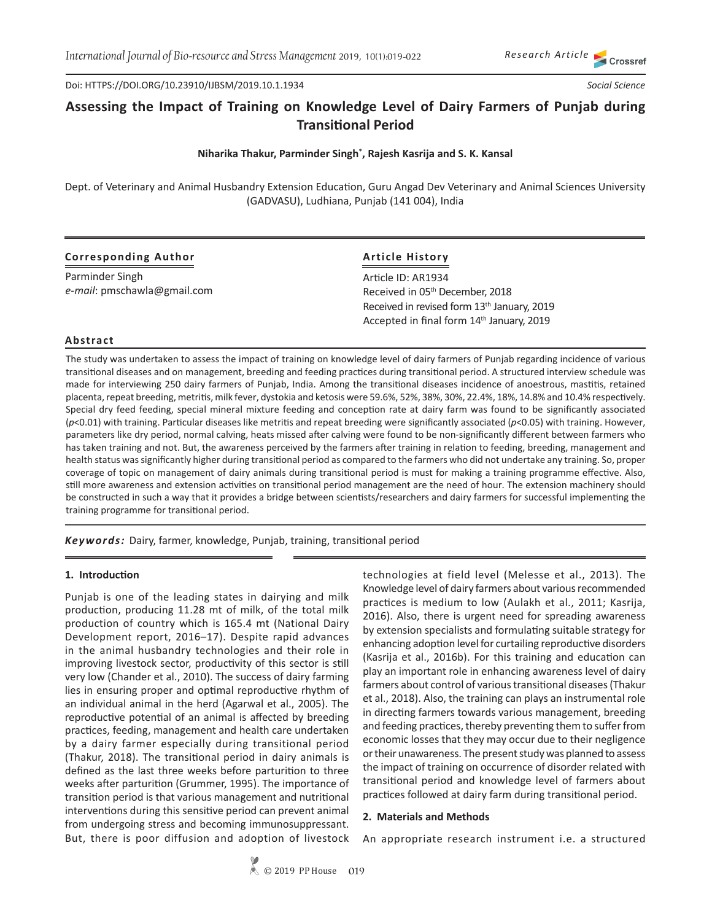Research Article

Doi: HTTPS://DOI.ORG/10.23910/IJBSM/2019.10.1.1934

Social Science

# Assessing the Impact of Training on Knowledge Level of Dairy Farmers of Punjab during Transitional Period

**Niharika Thakur, Parminder Singh*, Rajesh Kasrija and S. K. Kansal**

Dept. of Veterinary and Animal Husbandry Extension Education, Guru Angad Dev Veterinary and Animal Sciences University (GADVASU), Ludhiana, Punjab (141 004), India

**Corresponding Author**

Parminder Singh
*e-mail*: pmschawla@gmail.com

**Article History**

Article ID: AR1934
Received in 05th December, 2018
Received in revised form 13th January, 2019
Accepted in final form 14th January, 2019

**Abstract**

The study was undertaken to assess the impact of training on knowledge level of dairy farmers of Punjab regarding incidence of various transitional diseases and on management, breeding and feeding practices during transitional period. A structured interview schedule was made for interviewing 250 dairy farmers of Punjab, India. Among the transitional diseases incidence of anoestrous, mastitis, retained placenta, repeat breeding, metritis, milk fever, dystokia and ketosis were 59.6%, 52%, 38%, 30%, 22.4%, 18%, 14.8% and 10.4% respectively. Special dry feed feeding, special mineral mixture feeding and conception rate at dairy farm was found to be significantly associated ($p<0.01$) with training. Particular diseases like metritis and repeat breeding were significantly associated ($p<0.05$) with training. However, parameters like dry period, normal calving, heats missed after calving were found to be non-significantly different between farmers who has taken training and not. But, the awareness perceived by the farmers after training in relation to feeding, breeding, management and health status was significantly higher during transitional period as compared to the farmers who did not undertake any training. So, proper coverage of topic on management of dairy animals during transitional period is must for making a training programme effective. Also, still more awareness and extension activities on transitional period management are the need of hour. The extension machinery should be constructed in such a way that it provides a bridge between scientists/researchers and dairy farmers for successful implementing the training programme for transitional period.

***Keywords:*** Dairy, farmer, knowledge, Punjab, training, transitional period

## 1. Introduction

Punjab is one of the leading states in dairying and milk production, producing 11.28 mt of milk, of the total milk production of country which is 165.4 mt (National Dairy Development report, 2016–17). Despite rapid advances in the animal husbandry technologies and their role in improving livestock sector, productivity of this sector is still very low (Chander et al., 2010). The success of dairy farming lies in ensuring proper and optimal reproductive rhythm of an individual animal in the herd (Agarwal et al., 2005). The reproductive potential of an animal is affected by breeding practices, feeding, management and health care undertaken by a dairy farmer especially during transitional period (Thakur, 2018). The transitional period in dairy animals is defined as the last three weeks before parturition to three weeks after parturition (Grummer, 1995). The importance of transition period is that various management and nutritional interventions during this sensitive period can prevent animal from undergoing stress and becoming immunosuppressant. But, there is poor diffusion and adoption of livestock technologies at field level (Melesse et al., 2013). The Knowledge level of dairy farmers about various recommended practices is medium to low (Aulakh et al., 2011; Kasrija, 2016). Also, there is urgent need for spreading awareness by extension specialists and formulating suitable strategy for enhancing adoption level for curtailing reproductive disorders (Kasrija et al., 2016b). For this training and education can play an important role in enhancing awareness level of dairy farmers about control of various transitional diseases (Thakur et al., 2018). Also, the training can plays an instrumental role in directing farmers towards various management, breeding and feeding practices, thereby preventing them to suffer from economic losses that they may occur due to their negligence or their unawareness. The present study was planned to assess the impact of training on occurrence of disorder related with transitional period and knowledge level of farmers about practices followed at dairy farm during transitional period.

## 2. Materials and Methods

An appropriate research instrument i.e. a structured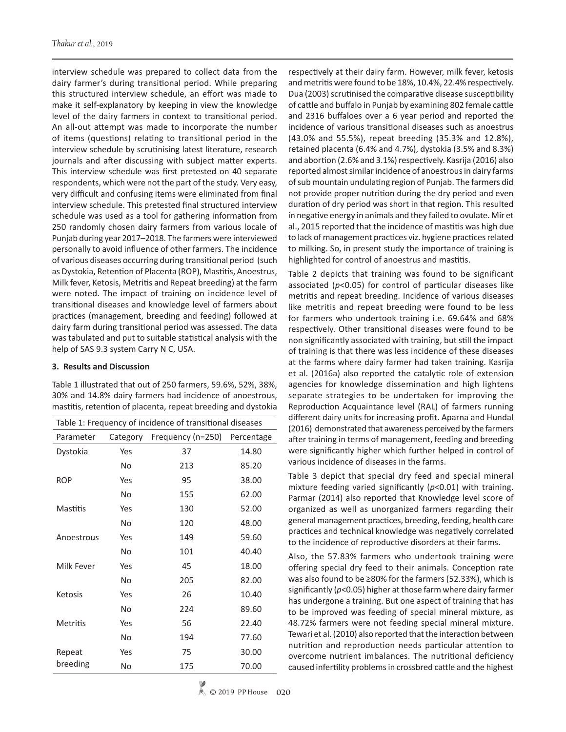interview schedule was prepared to collect data from the dairy farmer's during transitional period. While preparing this structured interview schedule, an effort was made to make it self-explanatory by keeping in view the knowledge level of the dairy farmers in context to transitional period. An all-out attempt was made to incorporate the number of items (questions) relating to transitional period in the interview schedule by scrutinising latest literature, research journals and after discussing with subject matter experts. This interview schedule was first pretested on 40 separate respondents, which were not the part of the study. Very easy, very difficult and confusing items were eliminated from final interview schedule. This pretested final structured interview schedule was used as a tool for gathering information from 250 randomly chosen dairy farmers from various locale of Punjab during year 2017–2018. The farmers were interviewed personally to avoid influence of other farmers. The incidence of various diseases occurring during transitional period (such as Dystokia, Retention of Placenta (ROP), Mastitis, Anoestrus, Milk fever, Ketosis, Metritis and Repeat breeding) at the farm were noted. The impact of training on incidence level of transitional diseases and knowledge level of farmers about practices (management, breeding and feeding) followed at dairy farm during transitional period was assessed. The data was tabulated and put to suitable statistical analysis with the help of SAS 9.3 system Carry N C, USA.

### 3. Results and Discussion

Table 1 illustrated that out of 250 farmers, 59.6%, 52%, 38%, 30% and 14.8% dairy farmers had incidence of anoestrous, mastitis, retention of placenta, repeat breeding and dystokia respectively at their dairy farm. However, milk fever, ketosis and metritis were found to be 18%, 10.4%, 22.4% respectively. Dua (2003) scrutinised the comparative disease susceptibility of cattle and buffalo in Punjab by examining 802 female cattle and 2316 buffaloes over a 6 year period and reported the incidence of various transitional diseases such as anoestrus (43.0% and 55.5%), repeat breeding (35.3% and 12.8%), retained placenta (6.4% and 4.7%), dystokia (3.5% and 8.3%) and abortion (2.6% and 3.1%) respectively. Kasrija (2016) also reported almost similar incidence of anoestrous in dairy farms of sub mountain undulating region of Punjab. The farmers did not provide proper nutrition during the dry period and even duration of dry period was short in that region. This resulted in negative energy in animals and they failed to ovulate. Mir et al., 2015 reported that the incidence of mastitis was high due to lack of management practices viz. hygiene practices related to milking. So, in present study the importance of training is highlighted for control of anoestrus and mastitis.

Table 1: Frequency of incidence of transitional diseases

| Parameter | Category | Frequency (n=250) | Percentage |
|---|---|---|---|
| Dystokia | Yes | 37 | 14.80 |
| | No | 213 | 85.20 |
| ROP | Yes | 95 | 38.00 |
| | No | 155 | 62.00 |
| Mastitis | Yes | 130 | 52.00 |
| | No | 120 | 48.00 |
| Anoestrous | Yes | 149 | 59.60 |
| | No | 101 | 40.40 |
| Milk Fever | Yes | 45 | 18.00 |
| | No | 205 | 82.00 |
| Ketosis | Yes | 26 | 10.40 |
| | No | 224 | 89.60 |
| Metritis | Yes | 56 | 22.40 |
| | No | 194 | 77.60 |
| Repeat breeding | Yes | 75 | 30.00 |
| | No | 175 | 70.00 |

Table 2 depicts that training was found to be significant associated ($p$<0.05) for control of particular diseases like metritis and repeat breeding. Incidence of various diseases like metritis and repeat breeding were found to be less for farmers who undertook training i.e. 69.64% and 68% respectively. Other transitional diseases were found to be non significantly associated with training, but still the impact of training is that there was less incidence of these diseases at the farms where dairy farmer had taken training. Kasrija et al. (2016a) also reported the catalytic role of extension agencies for knowledge dissemination and high lightens separate strategies to be undertaken for improving the Reproduction Acquaintance level (RAL) of farmers running different dairy units for increasing profit. Aparna and Hundal (2016) demonstrated that awareness perceived by the farmers after training in terms of management, feeding and breeding were significantly higher which further helped in control of various incidence of diseases in the farms.

Table 3 depict that special dry feed and special mineral mixture feeding varied significantly ($p$<0.01) with training. Parmar (2014) also reported that Knowledge level score of organized as well as unorganized farmers regarding their general management practices, breeding, feeding, health care practices and technical knowledge was negatively correlated to the incidence of reproductive disorders at their farms.

Also, the 57.83% farmers who undertook training were offering special dry feed to their animals. Conception rate was also found to be ≥80% for the farmers (52.33%), which is significantly ($p$<0.05) higher at those farm where dairy farmer has undergone a training. But one aspect of training that has to be improved was feeding of special mineral mixture, as 48.72% farmers were not feeding special mineral mixture. Tewari et al. (2010) also reported that the interaction between nutrition and reproduction needs particular attention to overcome nutrient imbalances. The nutritional deficiency caused infertility problems in crossbred cattle and the highest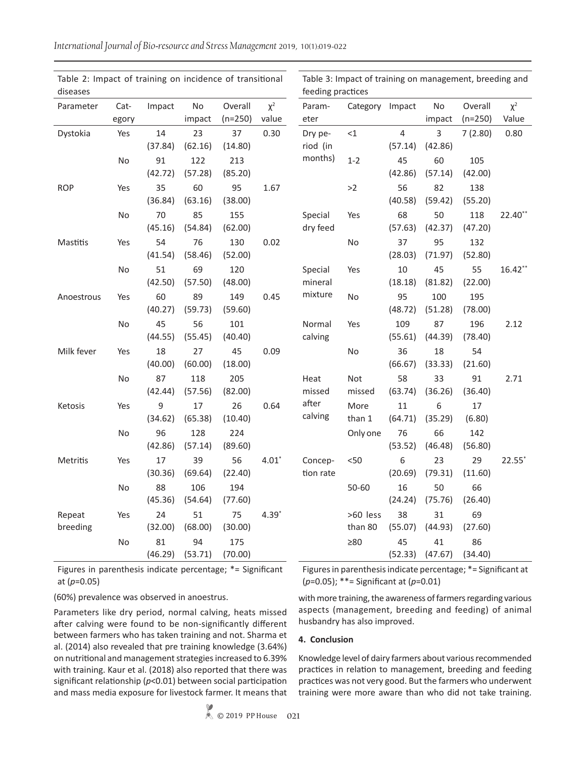Table 2: Impact of training on incidence of transitional diseases

| Parameter | Category | Impact | No impact | Overall (n=250) | $\chi^2$ value |
|---|---|---|---|---|---|
| Dystokia | Yes | 14 (37.84) | 23 (62.16) | 37 (14.80) | 0.30 |
| | No | 91 (42.72) | 122 (57.28) | 213 (85.20) | |
| ROP | Yes | 35 (36.84) | 60 (63.16) | 95 (38.00) | 1.67 |
| | No | 70 (45.16) | 85 (54.84) | 155 (62.00) | |
| Mastitis | Yes | 54 (41.54) | 76 (58.46) | 130 (52.00) | 0.02 |
| | No | 51 (42.50) | 69 (57.50) | 120 (48.00) | |
| Anoestrous | Yes | 60 (40.27) | 89 (59.73) | 149 (59.60) | 0.45 |
| | No | 45 (44.55) | 56 (55.45) | 101 (40.40) | |
| Milk fever | Yes | 18 (40.00) | 27 (60.00) | 45 (18.00) | 0.09 |
| | No | 87 (42.44) | 118 (57.56) | 205 (82.00) | |
| Ketosis | Yes | 9 (34.62) | 17 (65.38) | 26 (10.40) | 0.64 |
| | No | 96 (42.86) | 128 (57.14) | 224 (89.60) | |
| Metritis | Yes | 17 (30.36) | 39 (69.64) | 56 (22.40) | 4.01* |
| | No | 88 (45.36) | 106 (54.64) | 194 (77.60) | |
| Repeat breeding | Yes | 24 (32.00) | 51 (68.00) | 75 (30.00) | 4.39* |
| | No | 81 (46.29) | 94 (53.71) | 175 (70.00) | |

Figures in parenthesis indicate percentage; *= Significant at ($p$=0.05)

(60%) prevalence was observed in anoestrus.

Parameters like dry period, normal calving, heats missed after calving were found to be non-significantly different between farmers who has taken training and not. Sharma et al. (2014) also revealed that pre training knowledge (3.64%) on nutritional and management strategies increased to 6.39% with training. Kaur et al. (2018) also reported that there was significant relationship ($p$<0.01) between social participation and mass media exposure for livestock farmer. It means that with more training, the awareness of farmers regarding various aspects (management, breeding and feeding) of animal husbandry has also improved.

Table 3: Impact of training on management, breeding and feeding practices

| Parameter | Category | Impact | No impact | Overall (n=250) | $\chi^2$ Value |
|---|---|---|---|---|---|
| Dry period (in months) | <1 | 4 (57.14) | 3 (42.86) | 7 (2.80) | 0.80 |
| | 1-2 | 45 (42.86) | 60 (57.14) | 105 (42.00) | |
| | >2 | 56 (40.58) | 82 (59.42) | 138 (55.20) | |
| Special dry feed | Yes | 68 (57.63) | 50 (42.37) | 118 (47.20) | 22.40** |
| | No | 37 (28.03) | 95 (71.97) | 132 (52.80) | |
| Special mineral mixture | Yes | 10 (18.18) | 45 (81.82) | 55 (22.00) | 16.42** |
| | No | 95 (48.72) | 100 (51.28) | 195 (78.00) | |
| Normal calving | Yes | 109 (55.61) | 87 (44.39) | 196 (78.40) | 2.12 |
| | No | 36 (66.67) | 18 (33.33) | 54 (21.60) | |
| Heat missed after calving | Not missed | 58 (63.74) | 33 (36.26) | 91 (36.40) | 2.71 |
| | More than 1 | 11 (64.71) | 6 (35.29) | 17 (6.80) | |
| | Only one | 76 (53.52) | 66 (46.48) | 142 (56.80) | |
| Conception rate | <50 | 6 (20.69) | 23 (79.31) | 29 (11.60) | 22.55* |
| | 50-60 | 16 (24.24) | 50 (75.76) | 66 (26.40) | |
| | >60 less than 80 | 38 (55.07) | 31 (44.93) | 69 (27.60) | |
| | ≥80 | 45 (52.33) | 41 (47.67) | 86 (34.40) | |

Figures in parenthesis indicate percentage; *= Significant at ($p$=0.05); **= Significant at ($p$=0.01)

## 4. Conclusion

Knowledge level of dairy farmers about various recommended practices in relation to management, breeding and feeding practices was not very good. But the farmers who underwent training were more aware than who did not take training.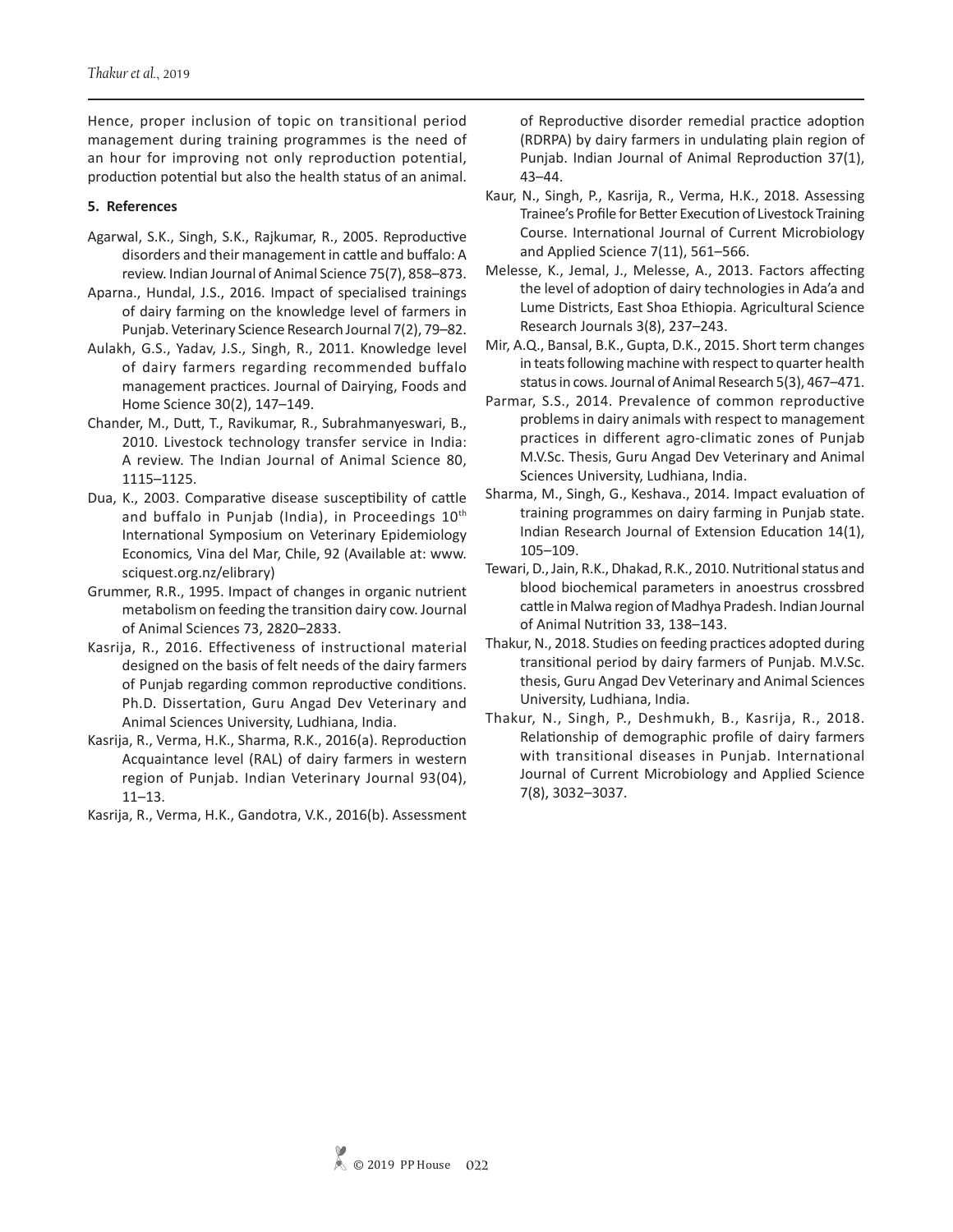Hence, proper inclusion of topic on transitional period management during training programmes is the need of an hour for improving not only reproduction potential, production potential but also the health status of an animal.

## 5. References

Agarwal, S.K., Singh, S.K., Rajkumar, R., 2005. Reproductive disorders and their management in cattle and buffalo: A review. Indian Journal of Animal Science 75(7), 858–873.

Aparna., Hundal, J.S., 2016. Impact of specialised trainings of dairy farming on the knowledge level of farmers in Punjab. Veterinary Science Research Journal 7(2), 79–82.

Aulakh, G.S., Yadav, J.S., Singh, R., 2011. Knowledge level of dairy farmers regarding recommended buffalo management practices. Journal of Dairying, Foods and Home Science 30(2), 147–149.

Chander, M., Dutt, T., Ravikumar, R., Subrahmanyeswari, B., 2010. Livestock technology transfer service in India: A review. The Indian Journal of Animal Science 80, 1115–1125.

Dua, K., 2003. Comparative disease susceptibility of cattle and buffalo in Punjab (India), in Proceedings 10th International Symposium on Veterinary Epidemiology Economics, Vina del Mar, Chile, 92 (Available at: www.sciquest.org.nz/elibrary)

Grummer, R.R., 1995. Impact of changes in organic nutrient metabolism on feeding the transition dairy cow. Journal of Animal Sciences 73, 2820–2833.

Kasrija, R., 2016. Effectiveness of instructional material designed on the basis of felt needs of the dairy farmers of Punjab regarding common reproductive conditions. Ph.D. Dissertation, Guru Angad Dev Veterinary and Animal Sciences University, Ludhiana, India.

Kasrija, R., Verma, H.K., Sharma, R.K., 2016(a). Reproduction Acquaintance level (RAL) of dairy farmers in western region of Punjab. Indian Veterinary Journal 93(04), 11–13.

Kasrija, R., Verma, H.K., Gandotra, V.K., 2016(b). Assessment of Reproductive disorder remedial practice adoption (RDRPA) by dairy farmers in undulating plain region of Punjab. Indian Journal of Animal Reproduction 37(1), 43–44.

Kaur, N., Singh, P., Kasrija, R., Verma, H.K., 2018. Assessing Trainee's Profile for Better Execution of Livestock Training Course. International Journal of Current Microbiology and Applied Science 7(11), 561–566.

Melesse, K., Jemal, J., Melesse, A., 2013. Factors affecting the level of adoption of dairy technologies in Ada'a and Lume Districts, East Shoa Ethiopia. Agricultural Science Research Journals 3(8), 237–243.

Mir, A.Q., Bansal, B.K., Gupta, D.K., 2015. Short term changes in teats following machine with respect to quarter health status in cows. Journal of Animal Research 5(3), 467–471.

Parmar, S.S., 2014. Prevalence of common reproductive problems in dairy animals with respect to management practices in different agro-climatic zones of Punjab M.V.Sc. Thesis, Guru Angad Dev Veterinary and Animal Sciences University, Ludhiana, India.

Sharma, M., Singh, G., Keshava., 2014. Impact evaluation of training programmes on dairy farming in Punjab state. Indian Research Journal of Extension Education 14(1), 105–109.

Tewari, D., Jain, R.K., Dhakad, R.K., 2010. Nutritional status and blood biochemical parameters in anoestrus crossbred cattle in Malwa region of Madhya Pradesh. Indian Journal of Animal Nutrition 33, 138–143.

Thakur, N., 2018. Studies on feeding practices adopted during transitional period by dairy farmers of Punjab. M.V.Sc. thesis, Guru Angad Dev Veterinary and Animal Sciences University, Ludhiana, India.

Thakur, N., Singh, P., Deshmukh, B., Kasrija, R., 2018. Relationship of demographic profile of dairy farmers with transitional diseases in Punjab. International Journal of Current Microbiology and Applied Science 7(8), 3032–3037.